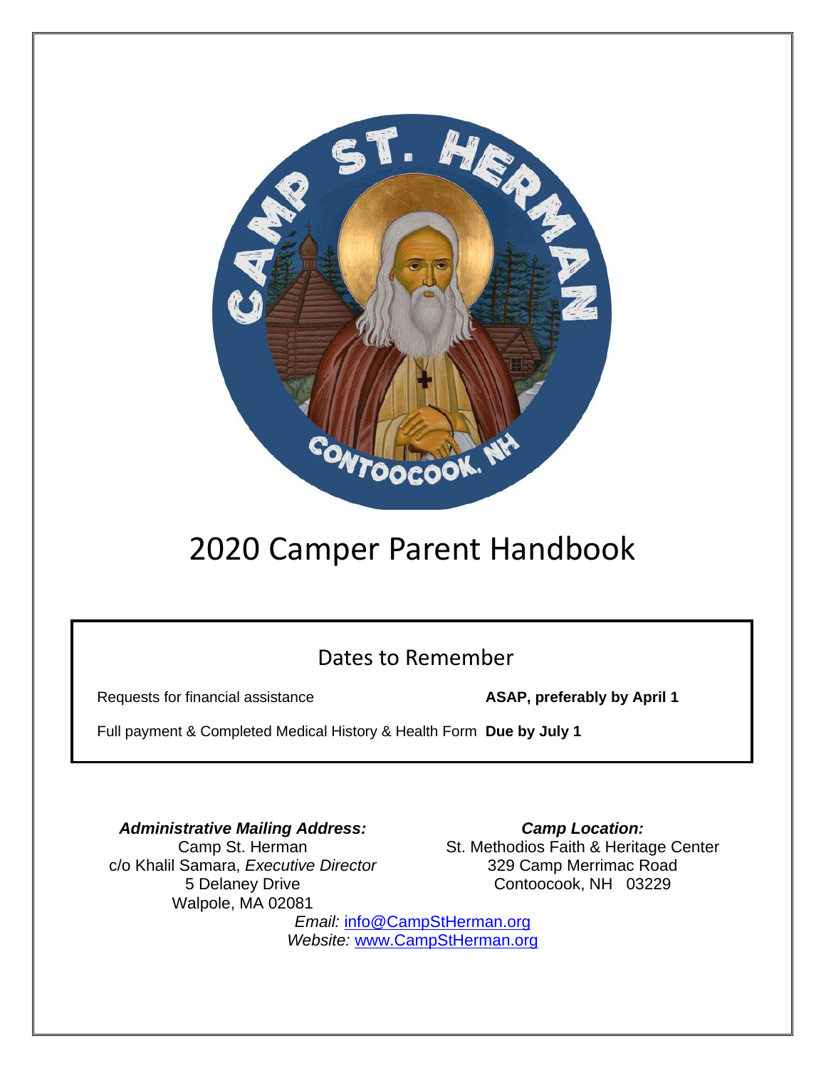# 2020 Camper Parent Handbook

## Dates to Remember

| | |
|---|---|
| Requests for financial assistance | **ASAP, preferably by April 1** |
| Full payment & Completed Medical History & Health Form | **Due by July 1** |

***Administrative Mailing Address:***
Camp St. Herman
c/o Khalil Samara, *Executive Director*
5 Delaney Drive
Walpole, MA 02081

***Camp Location:***
St. Methodios Faith & Heritage Center
329 Camp Merrimac Road
Contoocook, NH 03229

*Email:* info@CampStHerman.org
*Website:* www.CampStHerman.org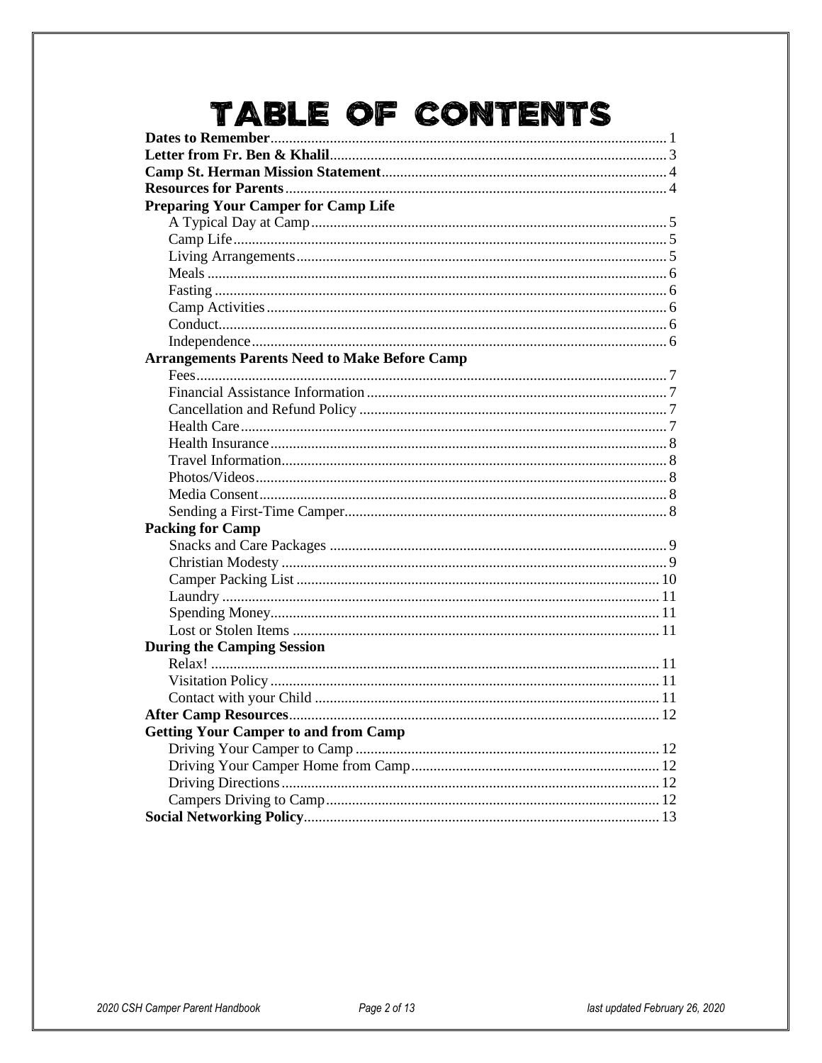# TABLE OF CONTENTS

**Dates to Remember** ... 1
**Letter from Fr. Ben & Khalil** ... 3
**Camp St. Herman Mission Statement** ... 4
**Resources for Parents** ... 4
**Preparing Your Camper for Camp Life**
- A Typical Day at Camp ... 5
- Camp Life ... 5
- Living Arrangements ... 5
- Meals ... 6
- Fasting ... 6
- Camp Activities ... 6
- Conduct ... 6
- Independence ... 6

**Arrangements Parents Need to Make Before Camp**
- Fees ... 7
- Financial Assistance Information ... 7
- Cancellation and Refund Policy ... 7
- Health Care ... 7
- Health Insurance ... 8
- Travel Information ... 8
- Photos/Videos ... 8
- Media Consent ... 8
- Sending a First-Time Camper ... 8

**Packing for Camp**
- Snacks and Care Packages ... 9
- Christian Modesty ... 9
- Camper Packing List ... 10
- Laundry ... 11
- Spending Money ... 11
- Lost or Stolen Items ... 11

**During the Camping Session**
- Relax! ... 11
- Visitation Policy ... 11
- Contact with your Child ... 11

**After Camp Resources** ... 12
**Getting Your Camper to and from Camp**
- Driving Your Camper to Camp ... 12
- Driving Your Camper Home from Camp ... 12
- Driving Directions ... 12
- Campers Driving to Camp ... 12

**Social Networking Policy** ... 13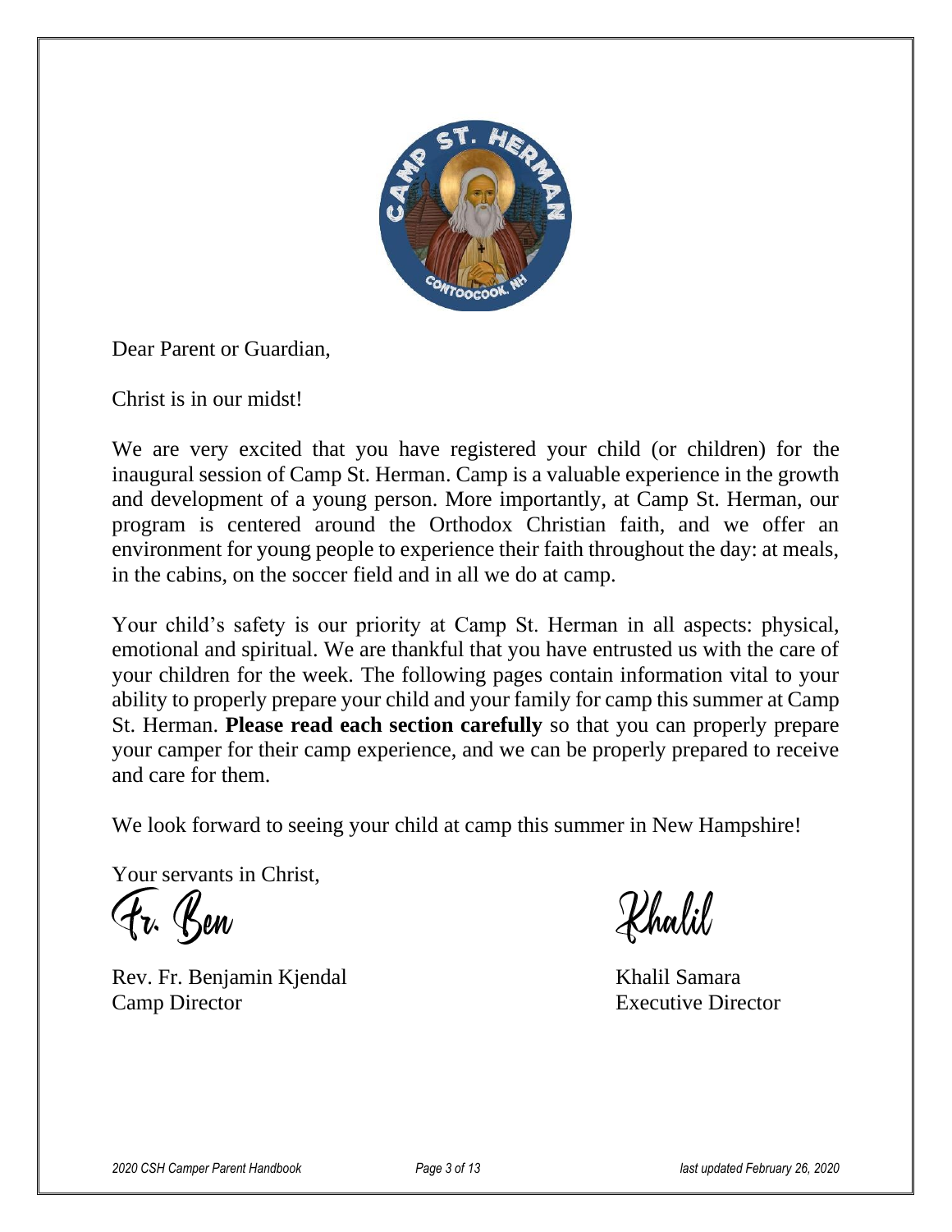Dear Parent or Guardian,

Christ is in our midst!

We are very excited that you have registered your child (or children) for the inaugural session of Camp St. Herman. Camp is a valuable experience in the growth and development of a young person. More importantly, at Camp St. Herman, our program is centered around the Orthodox Christian faith, and we offer an environment for young people to experience their faith throughout the day: at meals, in the cabins, on the soccer field and in all we do at camp.

Your child's safety is our priority at Camp St. Herman in all aspects: physical, emotional and spiritual. We are thankful that you have entrusted us with the care of your children for the week. The following pages contain information vital to your ability to properly prepare your child and your family for camp this summer at Camp St. Herman. **Please read each section carefully** so that you can properly prepare your camper for their camp experience, and we can be properly prepared to receive and care for them.

We look forward to seeing your child at camp this summer in New Hampshire!

Your servants in Christ,

Fr. Ben

Rev. Fr. Benjamin Kjendal
Camp Director

Khalil

Khalil Samara
Executive Director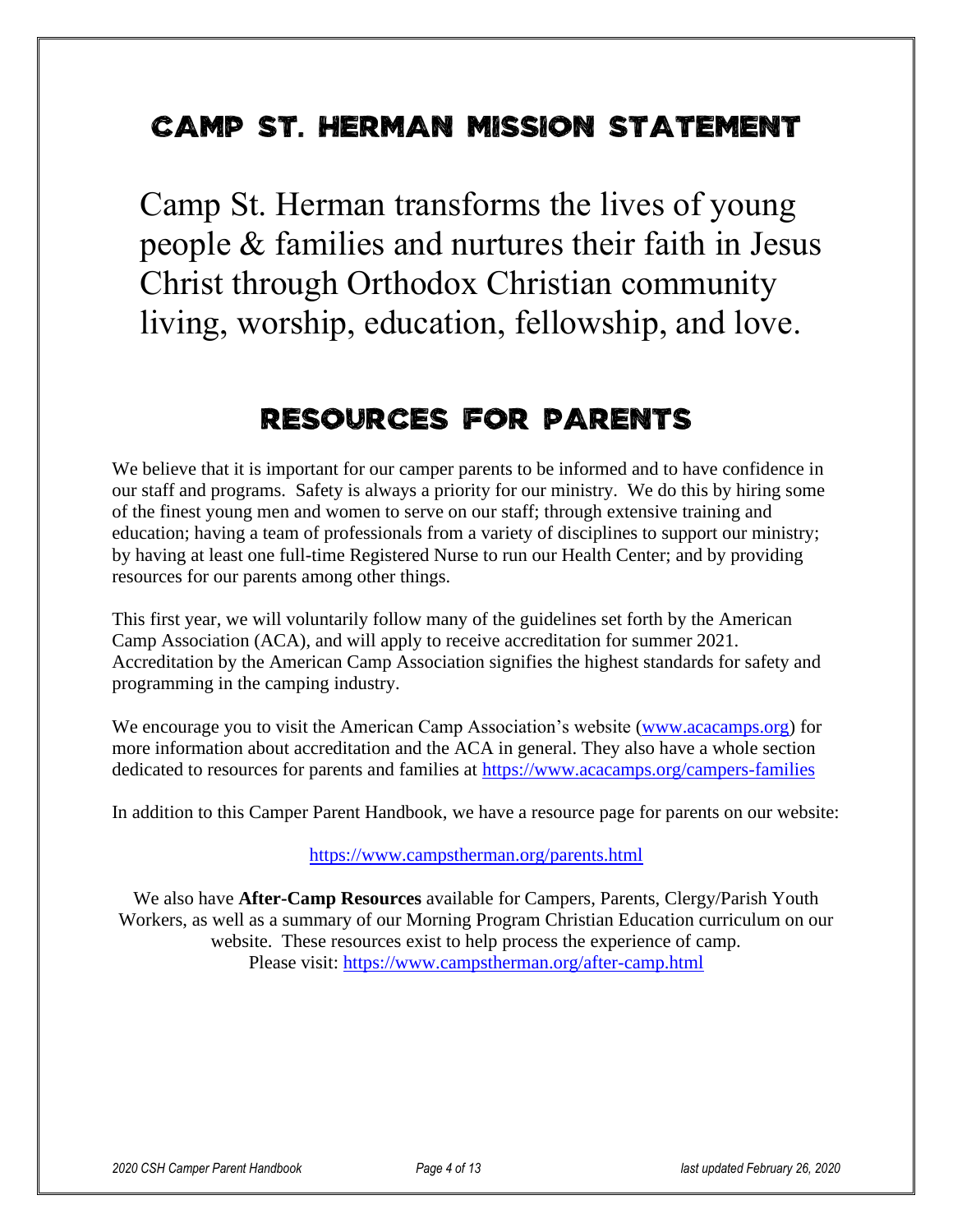# Camp St. Herman Mission Statement

Camp St. Herman transforms the lives of young people & families and nurtures their faith in Jesus Christ through Orthodox Christian community living, worship, education, fellowship, and love.

# Resources for Parents

We believe that it is important for our camper parents to be informed and to have confidence in our staff and programs. Safety is always a priority for our ministry. We do this by hiring some of the finest young men and women to serve on our staff; through extensive training and education; having a team of professionals from a variety of disciplines to support our ministry; by having at least one full-time Registered Nurse to run our Health Center; and by providing resources for our parents among other things.

This first year, we will voluntarily follow many of the guidelines set forth by the American Camp Association (ACA), and will apply to receive accreditation for summer 2021. Accreditation by the American Camp Association signifies the highest standards for safety and programming in the camping industry.

We encourage you to visit the American Camp Association's website (www.acacamps.org) for more information about accreditation and the ACA in general. They also have a whole section dedicated to resources for parents and families at https://www.acacamps.org/campers-families

In addition to this Camper Parent Handbook, we have a resource page for parents on our website:

https://www.campstherman.org/parents.html

We also have **After-Camp Resources** available for Campers, Parents, Clergy/Parish Youth Workers, as well as a summary of our Morning Program Christian Education curriculum on our website. These resources exist to help process the experience of camp. Please visit: https://www.campstherman.org/after-camp.html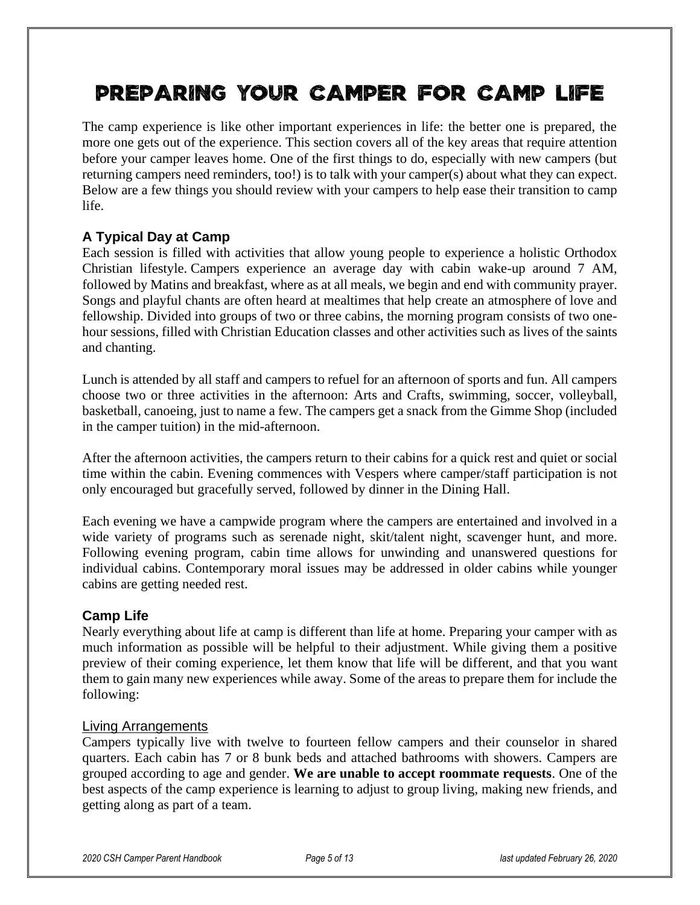# PREPARING YOUR CAMPER FOR CAMP LIFE

The camp experience is like other important experiences in life: the better one is prepared, the more one gets out of the experience. This section covers all of the key areas that require attention before your camper leaves home. One of the first things to do, especially with new campers (but returning campers need reminders, too!) is to talk with your camper(s) about what they can expect. Below are a few things you should review with your campers to help ease their transition to camp life.

## A Typical Day at Camp

Each session is filled with activities that allow young people to experience a holistic Orthodox Christian lifestyle. Campers experience an average day with cabin wake-up around 7 AM, followed by Matins and breakfast, where as at all meals, we begin and end with community prayer. Songs and playful chants are often heard at mealtimes that help create an atmosphere of love and fellowship. Divided into groups of two or three cabins, the morning program consists of two one-hour sessions, filled with Christian Education classes and other activities such as lives of the saints and chanting.

Lunch is attended by all staff and campers to refuel for an afternoon of sports and fun. All campers choose two or three activities in the afternoon: Arts and Crafts, swimming, soccer, volleyball, basketball, canoeing, just to name a few. The campers get a snack from the Gimme Shop (included in the camper tuition) in the mid-afternoon.

After the afternoon activities, the campers return to their cabins for a quick rest and quiet or social time within the cabin. Evening commences with Vespers where camper/staff participation is not only encouraged but gracefully served, followed by dinner in the Dining Hall.

Each evening we have a campwide program where the campers are entertained and involved in a wide variety of programs such as serenade night, skit/talent night, scavenger hunt, and more. Following evening program, cabin time allows for unwinding and unanswered questions for individual cabins. Contemporary moral issues may be addressed in older cabins while younger cabins are getting needed rest.

## Camp Life

Nearly everything about life at camp is different than life at home. Preparing your camper with as much information as possible will be helpful to their adjustment. While giving them a positive preview of their coming experience, let them know that life will be different, and that you want them to gain many new experiences while away. Some of the areas to prepare them for include the following:

### Living Arrangements

Campers typically live with twelve to fourteen fellow campers and their counselor in shared quarters. Each cabin has 7 or 8 bunk beds and attached bathrooms with showers. Campers are grouped according to age and gender. **We are unable to accept roommate requests**. One of the best aspects of the camp experience is learning to adjust to group living, making new friends, and getting along as part of a team.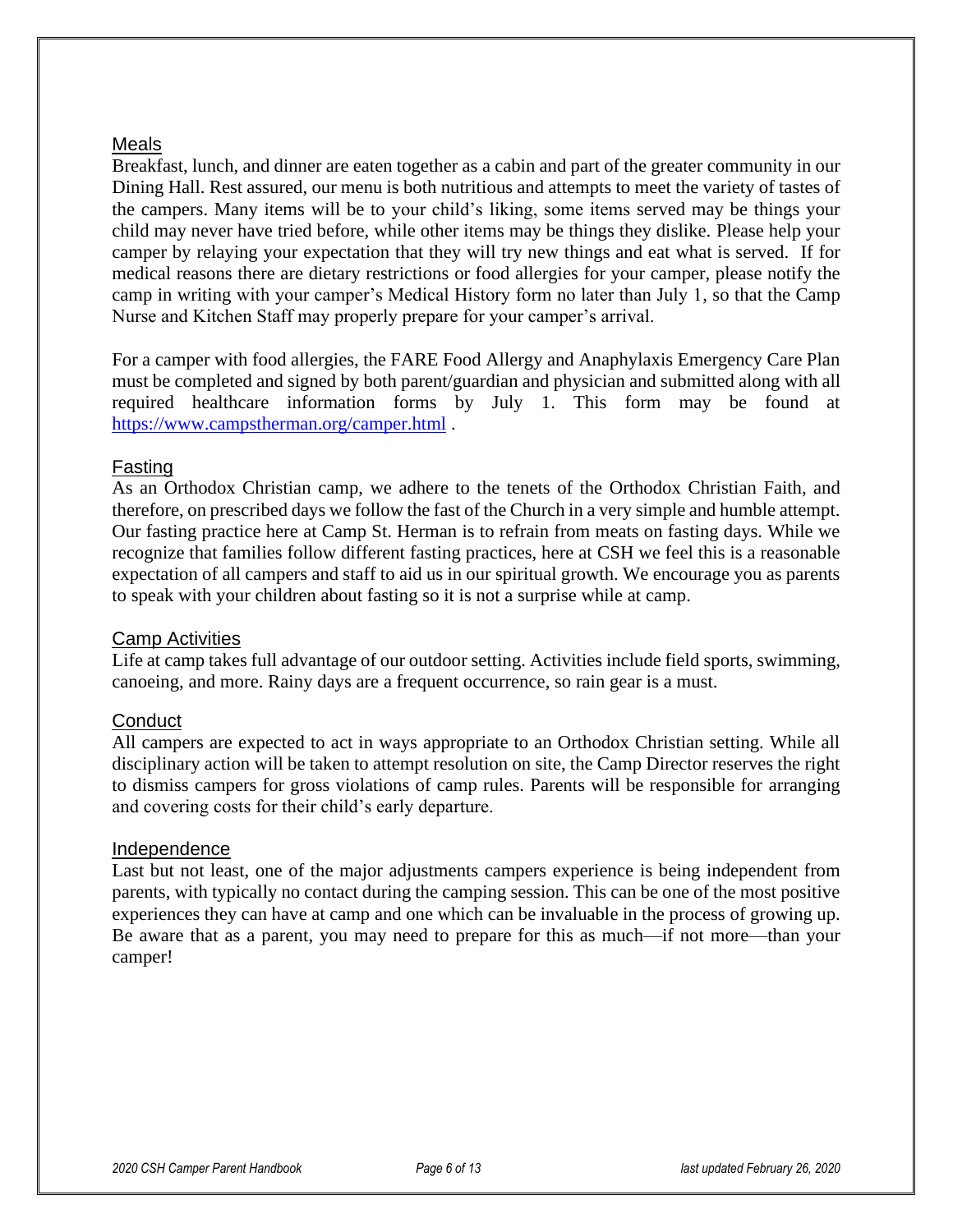## Meals

Breakfast, lunch, and dinner are eaten together as a cabin and part of the greater community in our Dining Hall. Rest assured, our menu is both nutritious and attempts to meet the variety of tastes of the campers. Many items will be to your child's liking, some items served may be things your child may never have tried before, while other items may be things they dislike. Please help your camper by relaying your expectation that they will try new things and eat what is served. If for medical reasons there are dietary restrictions or food allergies for your camper, please notify the camp in writing with your camper's Medical History form no later than July 1, so that the Camp Nurse and Kitchen Staff may properly prepare for your camper's arrival.

For a camper with food allergies, the FARE Food Allergy and Anaphylaxis Emergency Care Plan must be completed and signed by both parent/guardian and physician and submitted along with all required healthcare information forms by July 1. This form may be found at https://www.campstherman.org/camper.html .

## Fasting

As an Orthodox Christian camp, we adhere to the tenets of the Orthodox Christian Faith, and therefore, on prescribed days we follow the fast of the Church in a very simple and humble attempt. Our fasting practice here at Camp St. Herman is to refrain from meats on fasting days. While we recognize that families follow different fasting practices, here at CSH we feel this is a reasonable expectation of all campers and staff to aid us in our spiritual growth. We encourage you as parents to speak with your children about fasting so it is not a surprise while at camp.

## Camp Activities

Life at camp takes full advantage of our outdoor setting. Activities include field sports, swimming, canoeing, and more. Rainy days are a frequent occurrence, so rain gear is a must.

## Conduct

All campers are expected to act in ways appropriate to an Orthodox Christian setting. While all disciplinary action will be taken to attempt resolution on site, the Camp Director reserves the right to dismiss campers for gross violations of camp rules. Parents will be responsible for arranging and covering costs for their child's early departure.

## Independence

Last but not least, one of the major adjustments campers experience is being independent from parents, with typically no contact during the camping session. This can be one of the most positive experiences they can have at camp and one which can be invaluable in the process of growing up. Be aware that as a parent, you may need to prepare for this as much—if not more—than your camper!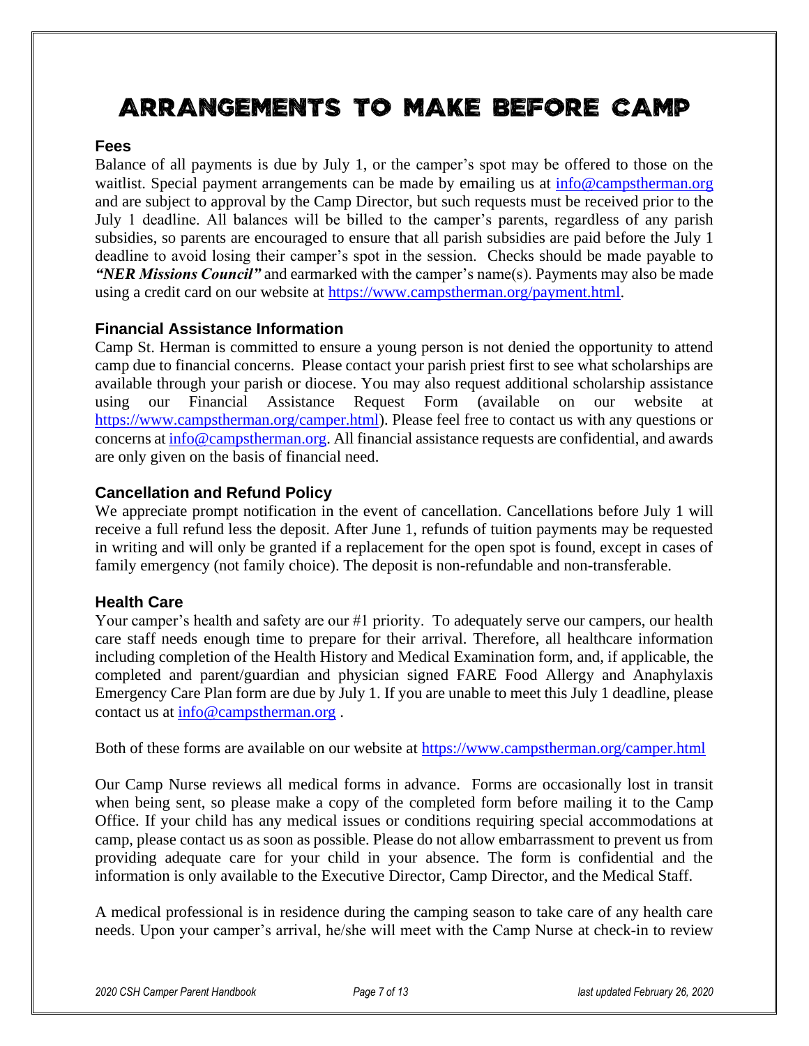# ARRANGEMENTS TO MAKE BEFORE CAMP

### Fees

Balance of all payments is due by July 1, or the camper's spot may be offered to those on the waitlist. Special payment arrangements can be made by emailing us at info@campstherman.org and are subject to approval by the Camp Director, but such requests must be received prior to the July 1 deadline. All balances will be billed to the camper's parents, regardless of any parish subsidies, so parents are encouraged to ensure that all parish subsidies are paid before the July 1 deadline to avoid losing their camper's spot in the session. Checks should be made payable to ***"NER Missions Council"*** and earmarked with the camper's name(s). Payments may also be made using a credit card on our website at https://www.campstherman.org/payment.html.

### Financial Assistance Information

Camp St. Herman is committed to ensure a young person is not denied the opportunity to attend camp due to financial concerns. Please contact your parish priest first to see what scholarships are available through your parish or diocese. You may also request additional scholarship assistance using our Financial Assistance Request Form (available on our website at https://www.campstherman.org/camper.html). Please feel free to contact us with any questions or concerns at info@campstherman.org. All financial assistance requests are confidential, and awards are only given on the basis of financial need.

### Cancellation and Refund Policy

We appreciate prompt notification in the event of cancellation. Cancellations before July 1 will receive a full refund less the deposit. After June 1, refunds of tuition payments may be requested in writing and will only be granted if a replacement for the open spot is found, except in cases of family emergency (not family choice). The deposit is non-refundable and non-transferable.

### Health Care

Your camper's health and safety are our #1 priority. To adequately serve our campers, our health care staff needs enough time to prepare for their arrival. Therefore, all healthcare information including completion of the Health History and Medical Examination form, and, if applicable, the completed and parent/guardian and physician signed FARE Food Allergy and Anaphylaxis Emergency Care Plan form are due by July 1. If you are unable to meet this July 1 deadline, please contact us at info@campstherman.org .

Both of these forms are available on our website at https://www.campstherman.org/camper.html

Our Camp Nurse reviews all medical forms in advance. Forms are occasionally lost in transit when being sent, so please make a copy of the completed form before mailing it to the Camp Office. If your child has any medical issues or conditions requiring special accommodations at camp, please contact us as soon as possible. Please do not allow embarrassment to prevent us from providing adequate care for your child in your absence. The form is confidential and the information is only available to the Executive Director, Camp Director, and the Medical Staff.

A medical professional is in residence during the camping season to take care of any health care needs. Upon your camper's arrival, he/she will meet with the Camp Nurse at check-in to review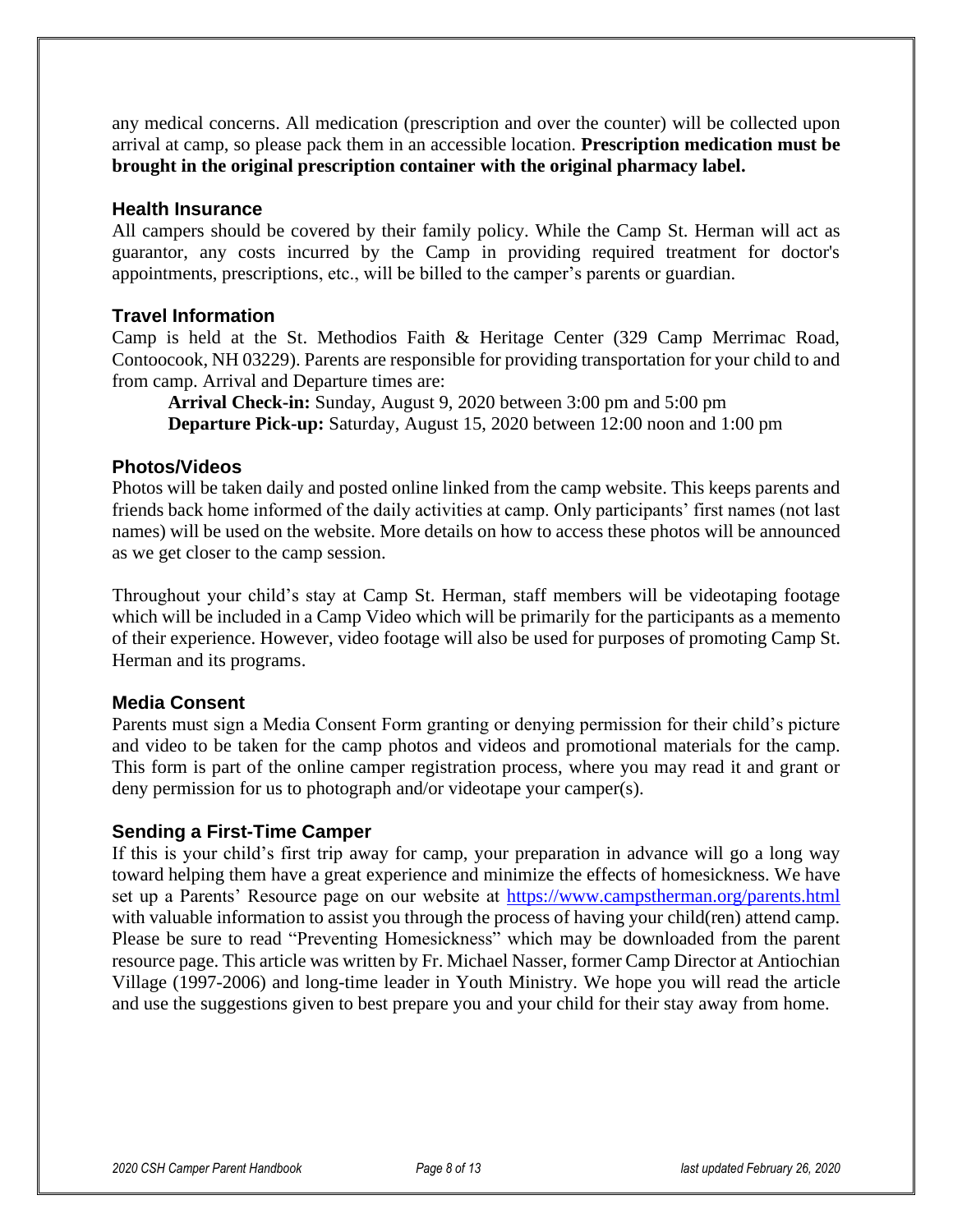any medical concerns. All medication (prescription and over the counter) will be collected upon arrival at camp, so please pack them in an accessible location. **Prescription medication must be brought in the original prescription container with the original pharmacy label.**

### Health Insurance

All campers should be covered by their family policy. While the Camp St. Herman will act as guarantor, any costs incurred by the Camp in providing required treatment for doctor's appointments, prescriptions, etc., will be billed to the camper's parents or guardian.

### Travel Information

Camp is held at the St. Methodios Faith & Heritage Center (329 Camp Merrimac Road, Contoocook, NH 03229). Parents are responsible for providing transportation for your child to and from camp. Arrival and Departure times are:

**Arrival Check-in:** Sunday, August 9, 2020 between 3:00 pm and 5:00 pm
**Departure Pick-up:** Saturday, August 15, 2020 between 12:00 noon and 1:00 pm

### Photos/Videos

Photos will be taken daily and posted online linked from the camp website. This keeps parents and friends back home informed of the daily activities at camp. Only participants' first names (not last names) will be used on the website. More details on how to access these photos will be announced as we get closer to the camp session.

Throughout your child's stay at Camp St. Herman, staff members will be videotaping footage which will be included in a Camp Video which will be primarily for the participants as a memento of their experience. However, video footage will also be used for purposes of promoting Camp St. Herman and its programs.

### Media Consent

Parents must sign a Media Consent Form granting or denying permission for their child's picture and video to be taken for the camp photos and videos and promotional materials for the camp. This form is part of the online camper registration process, where you may read it and grant or deny permission for us to photograph and/or videotape your camper(s).

### Sending a First-Time Camper

If this is your child's first trip away for camp, your preparation in advance will go a long way toward helping them have a great experience and minimize the effects of homesickness. We have set up a Parents' Resource page on our website at https://www.campstherman.org/parents.html with valuable information to assist you through the process of having your child(ren) attend camp. Please be sure to read "Preventing Homesickness" which may be downloaded from the parent resource page. This article was written by Fr. Michael Nasser, former Camp Director at Antiochian Village (1997-2006) and long-time leader in Youth Ministry. We hope you will read the article and use the suggestions given to best prepare you and your child for their stay away from home.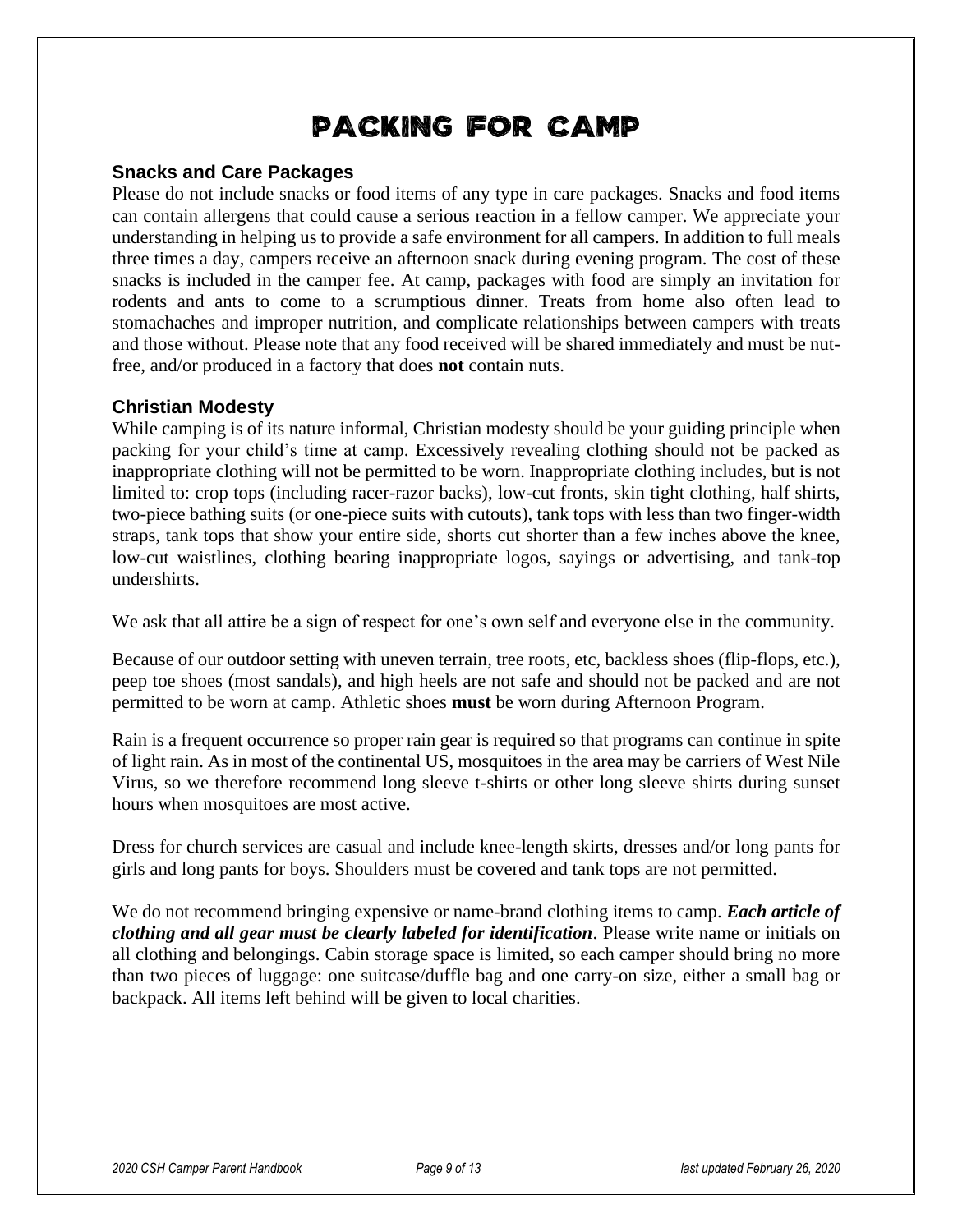# PACKING FOR CAMP

### Snacks and Care Packages

Please do not include snacks or food items of any type in care packages. Snacks and food items can contain allergens that could cause a serious reaction in a fellow camper. We appreciate your understanding in helping us to provide a safe environment for all campers. In addition to full meals three times a day, campers receive an afternoon snack during evening program. The cost of these snacks is included in the camper fee. At camp, packages with food are simply an invitation for rodents and ants to come to a scrumptious dinner. Treats from home also often lead to stomachaches and improper nutrition, and complicate relationships between campers with treats and those without. Please note that any food received will be shared immediately and must be nut-free, and/or produced in a factory that does **not** contain nuts.

### Christian Modesty

While camping is of its nature informal, Christian modesty should be your guiding principle when packing for your child's time at camp. Excessively revealing clothing should not be packed as inappropriate clothing will not be permitted to be worn. Inappropriate clothing includes, but is not limited to: crop tops (including racer-razor backs), low-cut fronts, skin tight clothing, half shirts, two-piece bathing suits (or one-piece suits with cutouts), tank tops with less than two finger-width straps, tank tops that show your entire side, shorts cut shorter than a few inches above the knee, low-cut waistlines, clothing bearing inappropriate logos, sayings or advertising, and tank-top undershirts.

We ask that all attire be a sign of respect for one's own self and everyone else in the community.

Because of our outdoor setting with uneven terrain, tree roots, etc, backless shoes (flip-flops, etc.), peep toe shoes (most sandals), and high heels are not safe and should not be packed and are not permitted to be worn at camp. Athletic shoes **must** be worn during Afternoon Program.

Rain is a frequent occurrence so proper rain gear is required so that programs can continue in spite of light rain. As in most of the continental US, mosquitoes in the area may be carriers of West Nile Virus, so we therefore recommend long sleeve t-shirts or other long sleeve shirts during sunset hours when mosquitoes are most active.

Dress for church services are casual and include knee-length skirts, dresses and/or long pants for girls and long pants for boys. Shoulders must be covered and tank tops are not permitted.

We do not recommend bringing expensive or name-brand clothing items to camp. ***Each article of clothing and all gear must be clearly labeled for identification***. Please write name or initials on all clothing and belongings. Cabin storage space is limited, so each camper should bring no more than two pieces of luggage: one suitcase/duffle bag and one carry-on size, either a small bag or backpack. All items left behind will be given to local charities.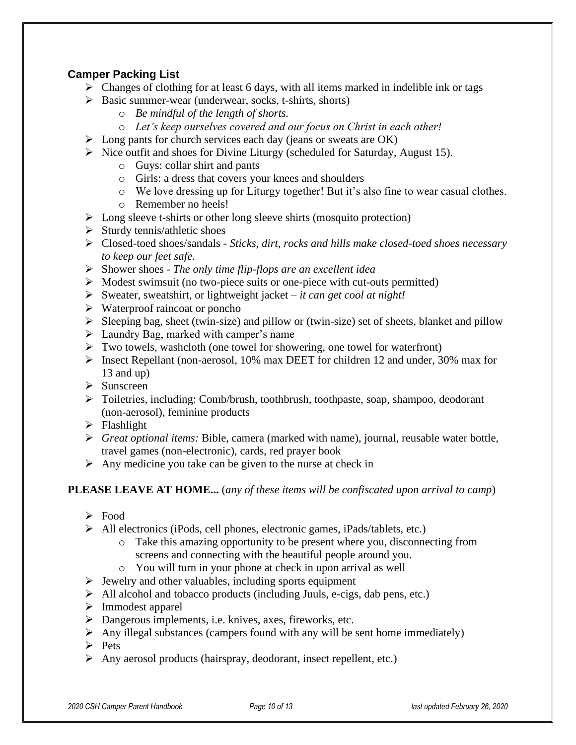### Camper Packing List

- Changes of clothing for at least 6 days, with all items marked in indelible ink or tags
- Basic summer-wear (underwear, socks, t-shirts, shorts)
  - *Be mindful of the length of shorts.*
  - *Let's keep ourselves covered and our focus on Christ in each other!*
- Long pants for church services each day (jeans or sweats are OK)
- Nice outfit and shoes for Divine Liturgy (scheduled for Saturday, August 15).
  - Guys: collar shirt and pants
  - Girls: a dress that covers your knees and shoulders
  - We love dressing up for Liturgy together! But it's also fine to wear casual clothes.
  - Remember no heels!
- Long sleeve t-shirts or other long sleeve shirts (mosquito protection)
- Sturdy tennis/athletic shoes
- Closed-toed shoes/sandals - *Sticks, dirt, rocks and hills make closed-toed shoes necessary to keep our feet safe.*
- Shower shoes - *The only time flip-flops are an excellent idea*
- Modest swimsuit (no two-piece suits or one-piece with cut-outs permitted)
- Sweater, sweatshirt, or lightweight jacket – *it can get cool at night!*
- Waterproof raincoat or poncho
- Sleeping bag, sheet (twin-size) and pillow or (twin-size) set of sheets, blanket and pillow
- Laundry Bag, marked with camper's name
- Two towels, washcloth (one towel for showering, one towel for waterfront)
- Insect Repellant (non-aerosol, 10% max DEET for children 12 and under, 30% max for 13 and up)
- Sunscreen
- Toiletries, including: Comb/brush, toothbrush, toothpaste, soap, shampoo, deodorant (non-aerosol), feminine products
- Flashlight
- *Great optional items:* Bible, camera (marked with name), journal, reusable water bottle, travel games (non-electronic), cards, red prayer book
- Any medicine you take can be given to the nurse at check in

**PLEASE LEAVE AT HOME...** (*any of these items will be confiscated upon arrival to camp*)

- Food
- All electronics (iPods, cell phones, electronic games, iPads/tablets, etc.)
  - Take this amazing opportunity to be present where you, disconnecting from screens and connecting with the beautiful people around you.
  - You will turn in your phone at check in upon arrival as well
- Jewelry and other valuables, including sports equipment
- All alcohol and tobacco products (including Juuls, e-cigs, dab pens, etc.)
- Immodest apparel
- Dangerous implements, i.e. knives, axes, fireworks, etc.
- Any illegal substances (campers found with any will be sent home immediately)
- Pets
- Any aerosol products (hairspray, deodorant, insect repellent, etc.)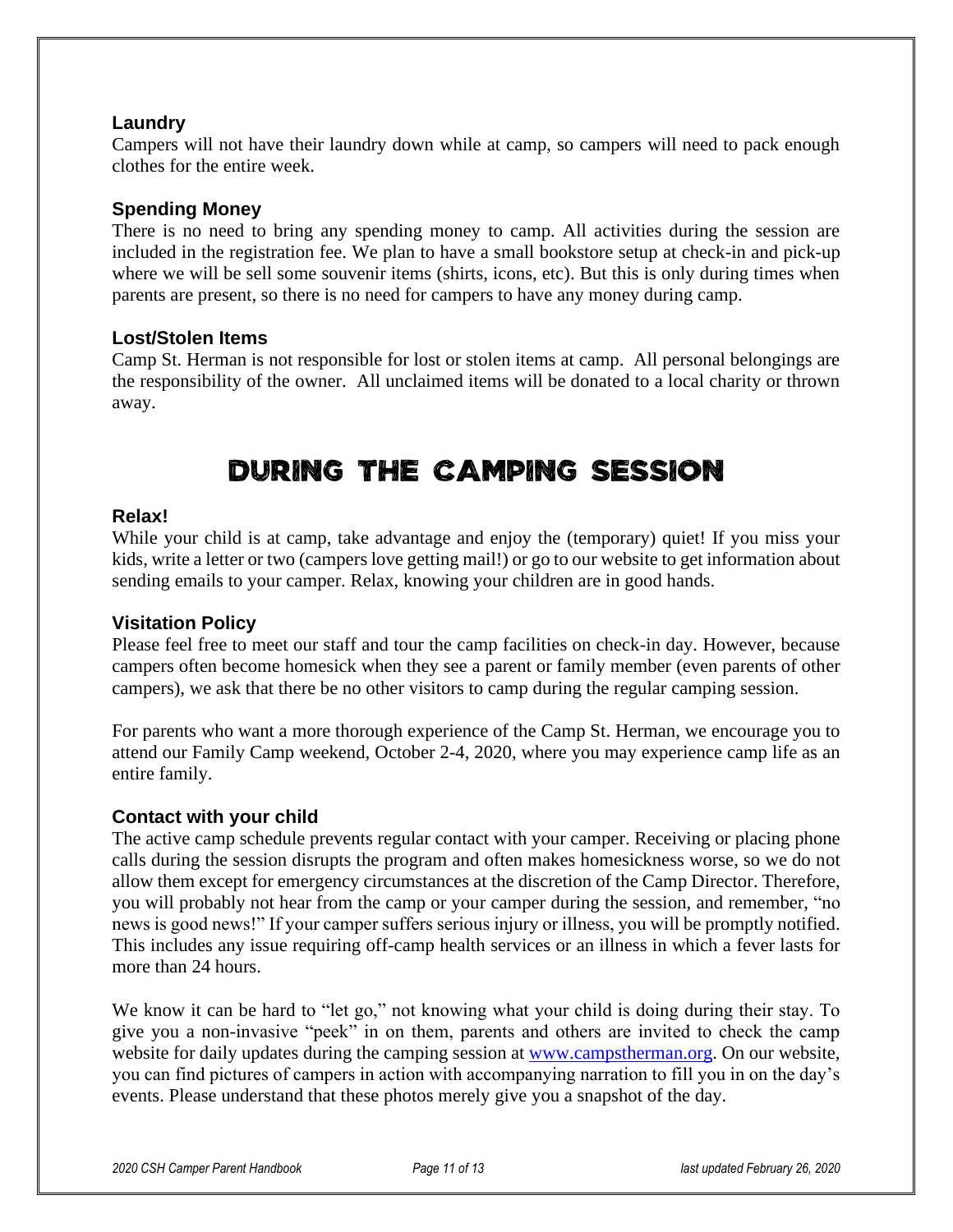### Laundry

Campers will not have their laundry down while at camp, so campers will need to pack enough clothes for the entire week.

### Spending Money

There is no need to bring any spending money to camp. All activities during the session are included in the registration fee. We plan to have a small bookstore setup at check-in and pick-up where we will be sell some souvenir items (shirts, icons, etc). But this is only during times when parents are present, so there is no need for campers to have any money during camp.

### Lost/Stolen Items

Camp St. Herman is not responsible for lost or stolen items at camp. All personal belongings are the responsibility of the owner. All unclaimed items will be donated to a local charity or thrown away.

## DURING THE CAMPING SESSION

### Relax!

While your child is at camp, take advantage and enjoy the (temporary) quiet! If you miss your kids, write a letter or two (campers love getting mail!) or go to our website to get information about sending emails to your camper. Relax, knowing your children are in good hands.

### Visitation Policy

Please feel free to meet our staff and tour the camp facilities on check-in day. However, because campers often become homesick when they see a parent or family member (even parents of other campers), we ask that there be no other visitors to camp during the regular camping session.

For parents who want a more thorough experience of the Camp St. Herman, we encourage you to attend our Family Camp weekend, October 2-4, 2020, where you may experience camp life as an entire family.

### Contact with your child

The active camp schedule prevents regular contact with your camper. Receiving or placing phone calls during the session disrupts the program and often makes homesickness worse, so we do not allow them except for emergency circumstances at the discretion of the Camp Director. Therefore, you will probably not hear from the camp or your camper during the session, and remember, "no news is good news!" If your camper suffers serious injury or illness, you will be promptly notified. This includes any issue requiring off-camp health services or an illness in which a fever lasts for more than 24 hours.

We know it can be hard to "let go," not knowing what your child is doing during their stay. To give you a non-invasive "peek" in on them, parents and others are invited to check the camp website for daily updates during the camping session at [www.campstherman.org](http://www.campstherman.org). On our website, you can find pictures of campers in action with accompanying narration to fill you in on the day's events. Please understand that these photos merely give you a snapshot of the day.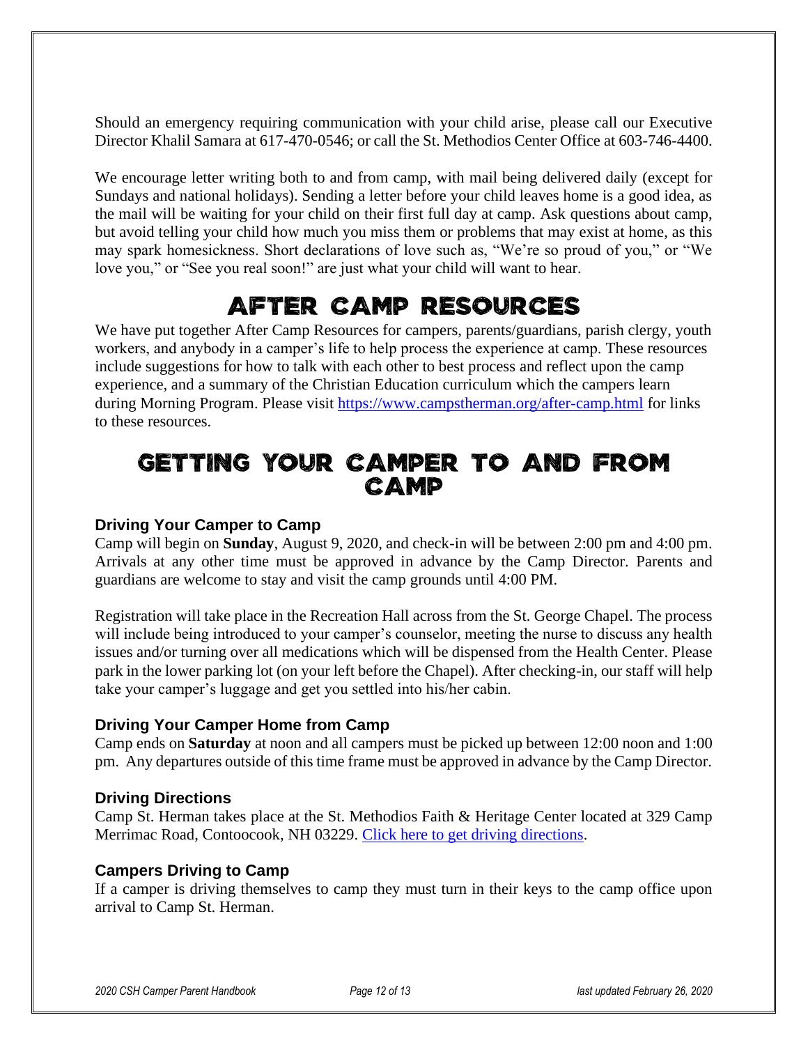Should an emergency requiring communication with your child arise, please call our Executive Director Khalil Samara at 617-470-0546; or call the St. Methodios Center Office at 603-746-4400.

We encourage letter writing both to and from camp, with mail being delivered daily (except for Sundays and national holidays). Sending a letter before your child leaves home is a good idea, as the mail will be waiting for your child on their first full day at camp. Ask questions about camp, but avoid telling your child how much you miss them or problems that may exist at home, as this may spark homesickness. Short declarations of love such as, "We're so proud of you," or "We love you," or "See you real soon!" are just what your child will want to hear.

# AFTER CAMP RESOURCES

We have put together After Camp Resources for campers, parents/guardians, parish clergy, youth workers, and anybody in a camper's life to help process the experience at camp. These resources include suggestions for how to talk with each other to best process and reflect upon the camp experience, and a summary of the Christian Education curriculum which the campers learn during Morning Program. Please visit [https://www.campstherman.org/after-camp.html](https://www.campstherman.org/after-camp.html) for links to these resources.

# GETTING YOUR CAMPER TO AND FROM CAMP

### Driving Your Camper to Camp

Camp will begin on **Sunday**, August 9, 2020, and check-in will be between 2:00 pm and 4:00 pm. Arrivals at any other time must be approved in advance by the Camp Director. Parents and guardians are welcome to stay and visit the camp grounds until 4:00 PM.

Registration will take place in the Recreation Hall across from the St. George Chapel. The process will include being introduced to your camper's counselor, meeting the nurse to discuss any health issues and/or turning over all medications which will be dispensed from the Health Center. Please park in the lower parking lot (on your left before the Chapel). After checking-in, our staff will help take your camper's luggage and get you settled into his/her cabin.

### Driving Your Camper Home from Camp

Camp ends on **Saturday** at noon and all campers must be picked up between 12:00 noon and 1:00 pm. Any departures outside of this time frame must be approved in advance by the Camp Director.

### Driving Directions

Camp St. Herman takes place at the St. Methodios Faith & Heritage Center located at 329 Camp Merrimac Road, Contoocook, NH 03229. Click here to get driving directions.

### Campers Driving to Camp

If a camper is driving themselves to camp they must turn in their keys to the camp office upon arrival to Camp St. Herman.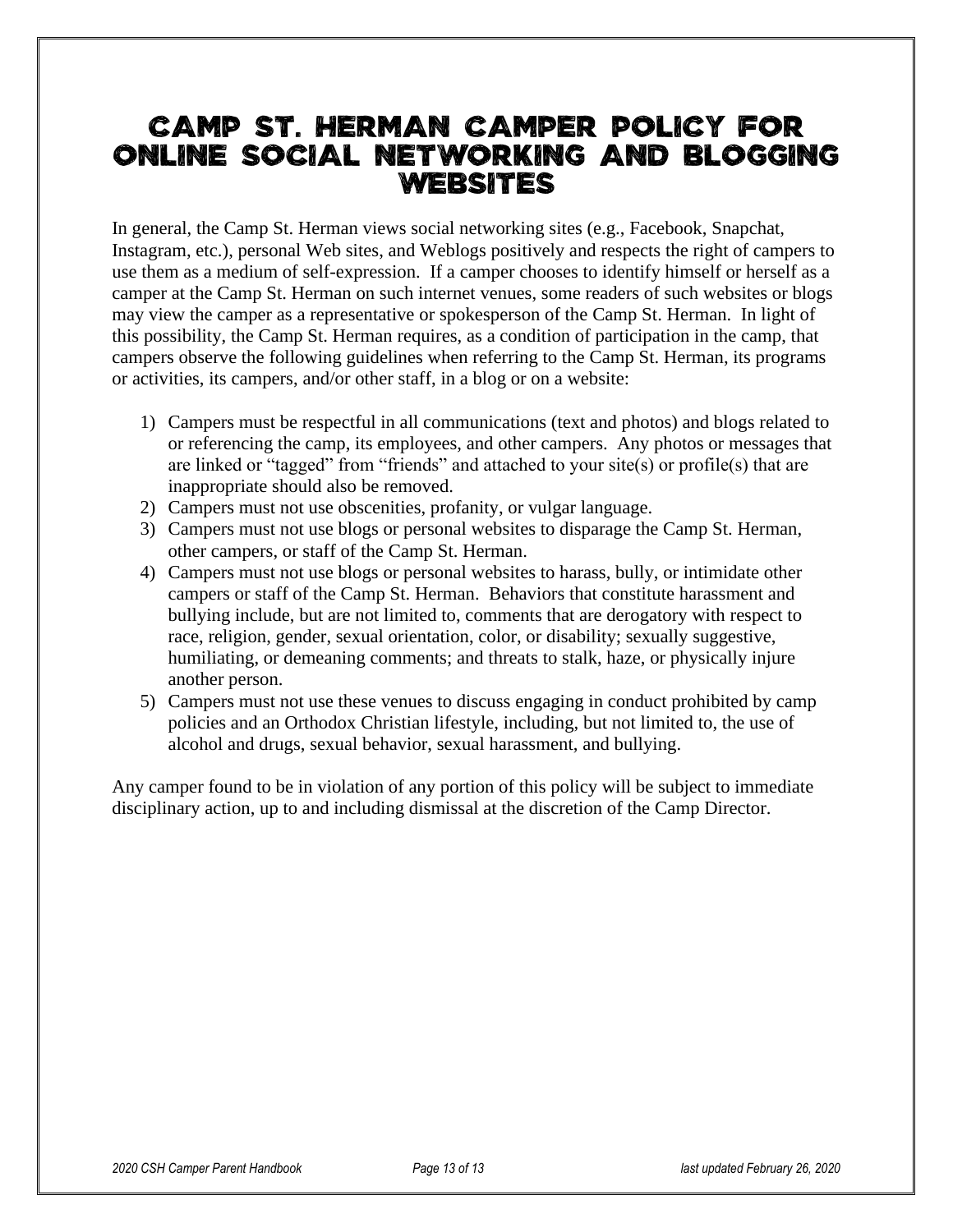# CAMP ST. HERMAN CAMPER POLICY FOR ONLINE SOCIAL NETWORKING AND BLOGGING WEBSITES

In general, the Camp St. Herman views social networking sites (e.g., Facebook, Snapchat, Instagram, etc.), personal Web sites, and Weblogs positively and respects the right of campers to use them as a medium of self-expression. If a camper chooses to identify himself or herself as a camper at the Camp St. Herman on such internet venues, some readers of such websites or blogs may view the camper as a representative or spokesperson of the Camp St. Herman. In light of this possibility, the Camp St. Herman requires, as a condition of participation in the camp, that campers observe the following guidelines when referring to the Camp St. Herman, its programs or activities, its campers, and/or other staff, in a blog or on a website:

1) Campers must be respectful in all communications (text and photos) and blogs related to or referencing the camp, its employees, and other campers. Any photos or messages that are linked or "tagged" from "friends" and attached to your site(s) or profile(s) that are inappropriate should also be removed.
2) Campers must not use obscenities, profanity, or vulgar language.
3) Campers must not use blogs or personal websites to disparage the Camp St. Herman, other campers, or staff of the Camp St. Herman.
4) Campers must not use blogs or personal websites to harass, bully, or intimidate other campers or staff of the Camp St. Herman. Behaviors that constitute harassment and bullying include, but are not limited to, comments that are derogatory with respect to race, religion, gender, sexual orientation, color, or disability; sexually suggestive, humiliating, or demeaning comments; and threats to stalk, haze, or physically injure another person.
5) Campers must not use these venues to discuss engaging in conduct prohibited by camp policies and an Orthodox Christian lifestyle, including, but not limited to, the use of alcohol and drugs, sexual behavior, sexual harassment, and bullying.

Any camper found to be in violation of any portion of this policy will be subject to immediate disciplinary action, up to and including dismissal at the discretion of the Camp Director.